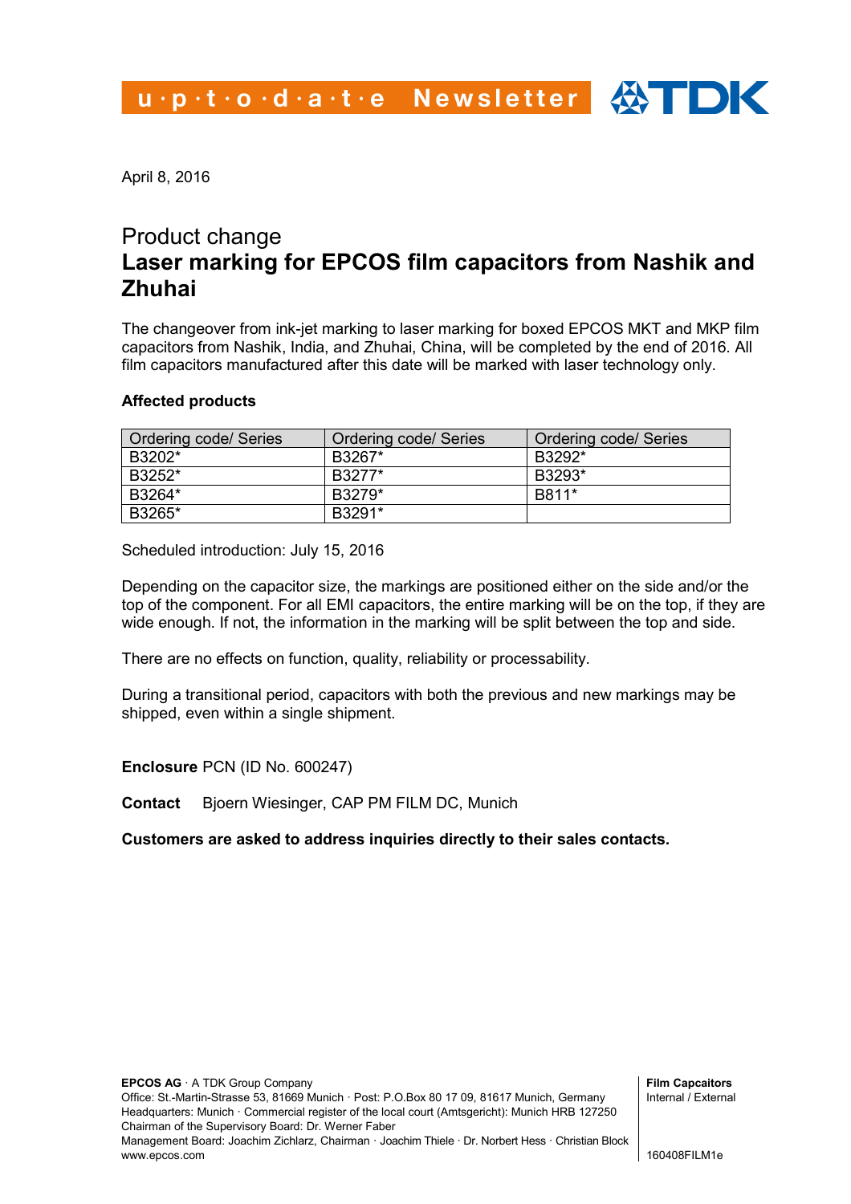u·p·t·o·d·a·t·e Newsletter

April 8, 2016

# Product change

## Laser marking for EPCOS film capacitors from Nashik and Zhuhai

The changeover from ink-jet marking to laser marking for boxed EPCOS MKT and MKP film capacitors from Nashik, India, and Zhuhai, China, will be completed by the end of 2016. All film capacitors manufactured after this date will be marked with laser technology only.

**Affected products**

| Ordering code/ Series | Ordering code/ Series | Ordering code/ Series |
|---|---|---|
| B3202* | B3267* | B3292* |
| B3252* | B3277* | B3293* |
| B3264* | B3279* | B811* |
| B3265* | B3291* | |

Scheduled introduction: July 15, 2016

Depending on the capacitor size, the markings are positioned either on the side and/or the top of the component. For all EMI capacitors, the entire marking will be on the top, if they are wide enough. If not, the information in the marking will be split between the top and side.

There are no effects on function, quality, reliability or processability.

During a transitional period, capacitors with both the previous and new markings may be shipped, even within a single shipment.

**Enclosure** PCN (ID No. 600247)

**Contact** Bjoern Wiesinger, CAP PM FILM DC, Munich

**Customers are asked to address inquiries directly to their sales contacts.**

**EPCOS AG** · A TDK Group Company
Office: St.-Martin-Strasse 53, 81669 Munich · Post: P.O.Box 80 17 09, 81617 Munich, Germany
Headquarters: Munich · Commercial register of the local court (Amtsgericht): Munich HRB 127250
Chairman of the Supervisory Board: Dr. Werner Faber
Management Board: Joachim Zichlarz, Chairman · Joachim Thiele · Dr. Norbert Hess · Christian Block
www.epcos.com

**Film Capcaitors**
Internal / External

160408FILM1e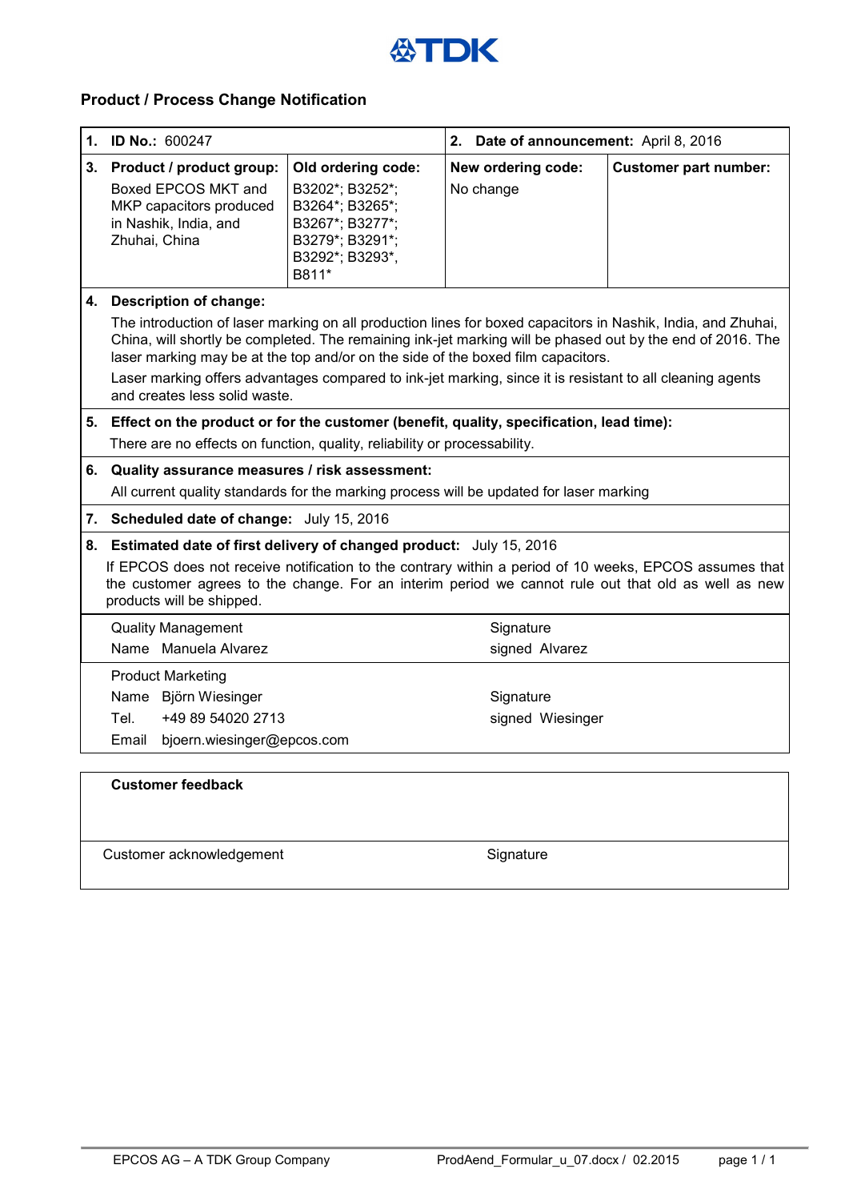TDK

## Product / Process Change Notification

| | | | |
|---|---|---|---|
| **1. ID No.:** 600247 | | **2. Date of announcement:** April 8, 2016 | |
| **3. Product / product group:** Boxed EPCOS MKT and MKP capacitors produced in Nashik, India, and Zhuhai, China | **Old ordering code:** B3202*; B3252*; B3264*; B3265*; B3267*; B3277*; B3279*; B3291*; B3292*; B3293*, B811* | **New ordering code:** No change | **Customer part number:** |

**4. Description of change:**

The introduction of laser marking on all production lines for boxed capacitors in Nashik, India, and Zhuhai, China, will shortly be completed. The remaining ink-jet marking will be phased out by the end of 2016. The laser marking may be at the top and/or on the side of the boxed film capacitors.

Laser marking offers advantages compared to ink-jet marking, since it is resistant to all cleaning agents and creates less solid waste.

**5. Effect on the product or for the customer (benefit, quality, specification, lead time):**

There are no effects on function, quality, reliability or processability.

**6. Quality assurance measures / risk assessment:**

All current quality standards for the marking process will be updated for laser marking

**7. Scheduled date of change:** July 15, 2016

**8. Estimated date of first delivery of changed product:** July 15, 2016

If EPCOS does not receive notification to the contrary within a period of 10 weeks, EPCOS assumes that the customer agrees to the change. For an interim period we cannot rule out that old as well as new products will be shipped.

| | |
|---|---|
| Quality Management<br>Name Manuela Alvarez | Signature<br>signed Alvarez |
| Product Marketing<br>Name Björn Wiesinger<br>Tel. +49 89 54020 2713<br>Email bjoern.wiesinger@epcos.com | Signature<br>signed Wiesinger |

| | |
|---|---|
| **Customer feedback** | |
| Customer acknowledgement | Signature |

EPCOS AG – A TDK Group Company ProdAend_Formular_u_07.docx / 02.2015